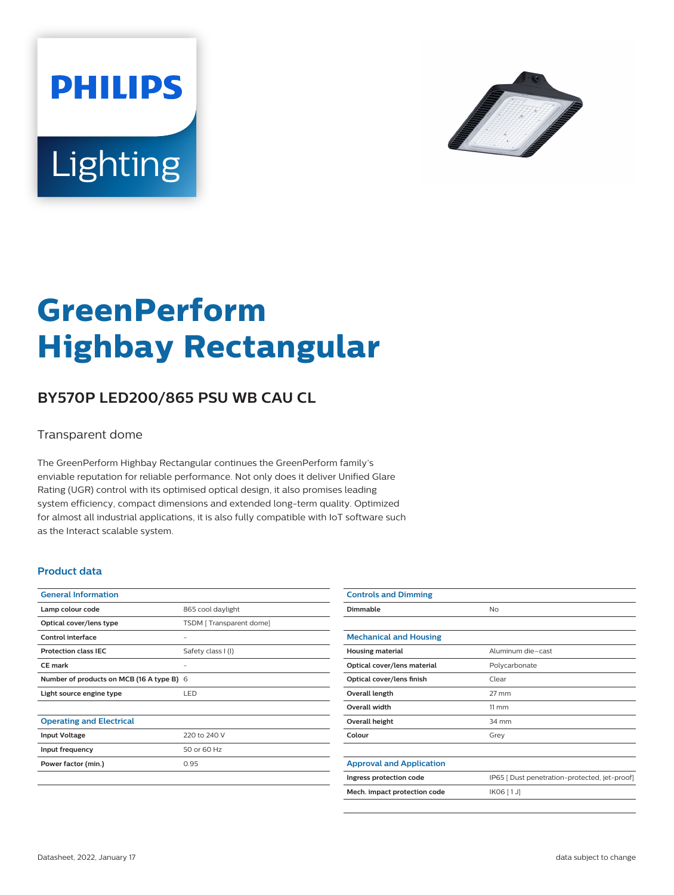# GreenPerform Highbay Rectangular

## BY570P LED200/865 PSU WB CAU CL

Transparent dome

The GreenPerform Highbay Rectangular continues the GreenPerform family's enviable reputation for reliable performance. Not only does it deliver Unified Glare Rating (UGR) control with its optimised optical design, it also promises leading system efficiency, compact dimensions and extended long-term quality. Optimized for almost all industrial applications, it is also fully compatible with IoT software such as the Interact scalable system.

### Product data

| General Information | |
|---|---|
| Lamp colour code | 865 cool daylight |
| Optical cover/lens type | TSDM [ Transparent dome] |
| Control interface | - |
| Protection class IEC | Safety class I (I) |
| CE mark | - |
| Number of products on MCB (16 A type B) | 6 |
| Light source engine type | LED |

| Operating and Electrical | |
|---|---|
| Input Voltage | 220 to 240 V |
| Input frequency | 50 or 60 Hz |
| Power factor (min.) | 0.95 |

| Controls and Dimming | |
|---|---|
| Dimmable | No |

| Mechanical and Housing | |
|---|---|
| Housing material | Aluminum die-cast |
| Optical cover/lens material | Polycarbonate |
| Optical cover/lens finish | Clear |
| Overall length | 27 mm |
| Overall width | 11 mm |
| Overall height | 34 mm |
| Colour | Grey |

| Approval and Application | |
|---|---|
| Ingress protection code | IP65 [ Dust penetration-protected, jet-proof] |
| Mech. impact protection code | IK06 [ 1 J] |

Datasheet, 2022, January 17

data subject to change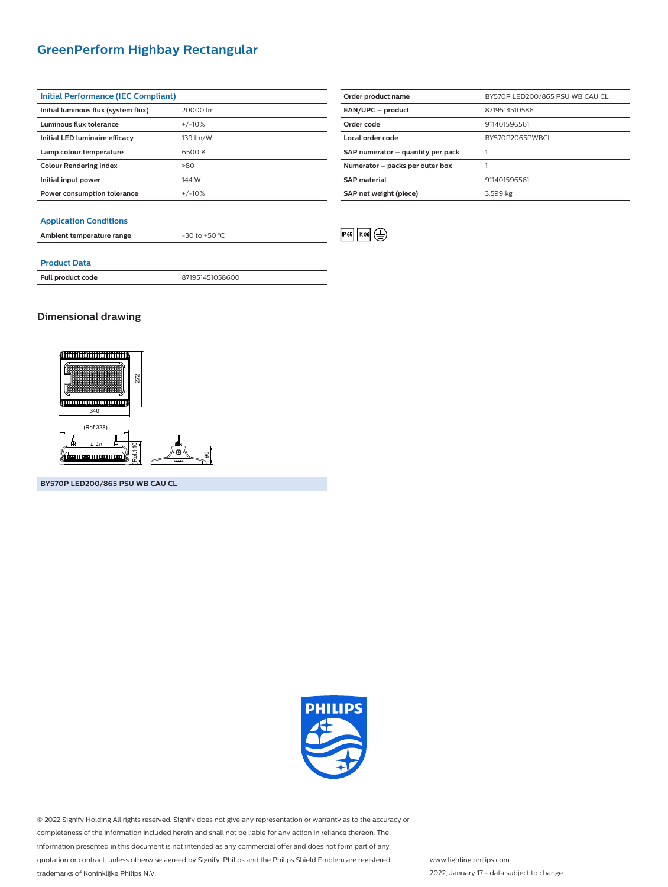# GreenPerform Highbay Rectangular

| Initial Performance (IEC Compliant) | |
|---|---|
| Initial luminous flux (system flux) | 20000 lm |
| Luminous flux tolerance | +/-10% |
| Initial LED luminaire efficacy | 139 lm/W |
| Lamp colour temperature | 6500 K |
| Colour Rendering Index | >80 |
| Initial input power | 144 W |
| Power consumption tolerance | +/-10% |

| Application Conditions | |
|---|---|
| Ambient temperature range | -30 to +50 °C |

| Product Data | |
|---|---|
| Full product code | 871951451058600 |

| | |
|---|---|
| Order product name | BY570P LED200/865 PSU WB CAU CL |
| EAN/UPC – product | 8719514510586 |
| Order code | 911401596561 |
| Local order code | BY570P2065PWBCL |
| SAP numerator – quantity per pack | 1 |
| Numerator – packs per outer box | 1 |
| SAP material | 911401596561 |
| SAP net weight (piece) | 3.599 kg |

IP65 IK06

## Dimensional drawing

272
340
(Ref.328)
Ref.110
90

**BY570P LED200/865 PSU WB CAU CL**

© 2022 Signify Holding All rights reserved. Signify does not give any representation or warranty as to the accuracy or completeness of the information included herein and shall not be liable for any action in reliance thereon. The information presented in this document is not intended as any commercial offer and does not form part of any quotation or contract, unless otherwise agreed by Signify. Philips and the Philips Shield Emblem are registered trademarks of Koninklijke Philips N.V.

www.lighting.philips.com
2022, January 17 - data subject to change